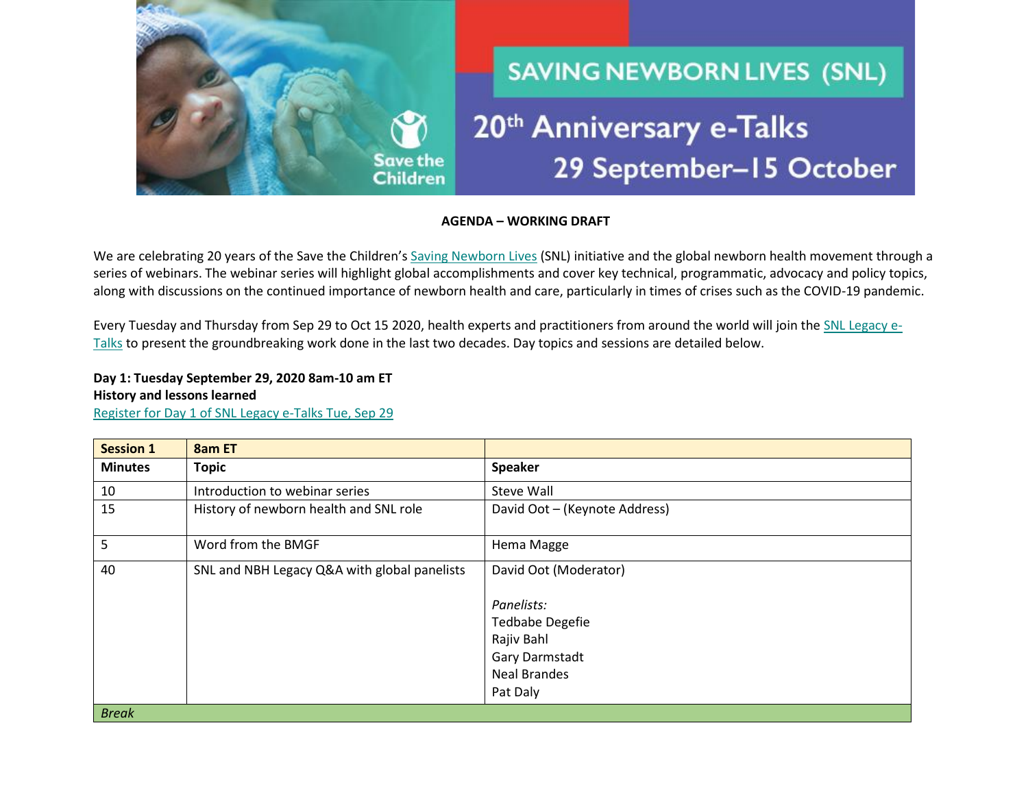# SAVING NEWBORN LIVES (SNL)

## 20th Anniversary e-Talks

### 29 September–15 October

**AGENDA – WORKING DRAFT**

We are celebrating 20 years of the Save the Children's Saving Newborn Lives (SNL) initiative and the global newborn health movement through a series of webinars. The webinar series will highlight global accomplishments and cover key technical, programmatic, advocacy and policy topics, along with discussions on the continued importance of newborn health and care, particularly in times of crises such as the COVID-19 pandemic.

Every Tuesday and Thursday from Sep 29 to Oct 15 2020, health experts and practitioners from around the world will join the SNL Legacy e-Talks to present the groundbreaking work done in the last two decades. Day topics and sessions are detailed below.

**Day 1: Tuesday September 29, 2020 8am-10 am ET**
**History and lessons learned**
Register for Day 1 of SNL Legacy e-Talks Tue, Sep 29

| **Session 1** | **8am ET** | |
|---|---|---|
| **Minutes** | **Topic** | **Speaker** |
| 10 | Introduction to webinar series | Steve Wall |
| 15 | History of newborn health and SNL role | David Oot – (Keynote Address) |
| 5 | Word from the BMGF | Hema Magge |
| 40 | SNL and NBH Legacy Q&A with global panelists | David Oot (Moderator)<br><br>*Panelists:*<br>Tedbabe Degefie<br>Rajiv Bahl<br>Gary Darmstadt<br>Neal Brandes<br>Pat Daly |
| *Break* | | |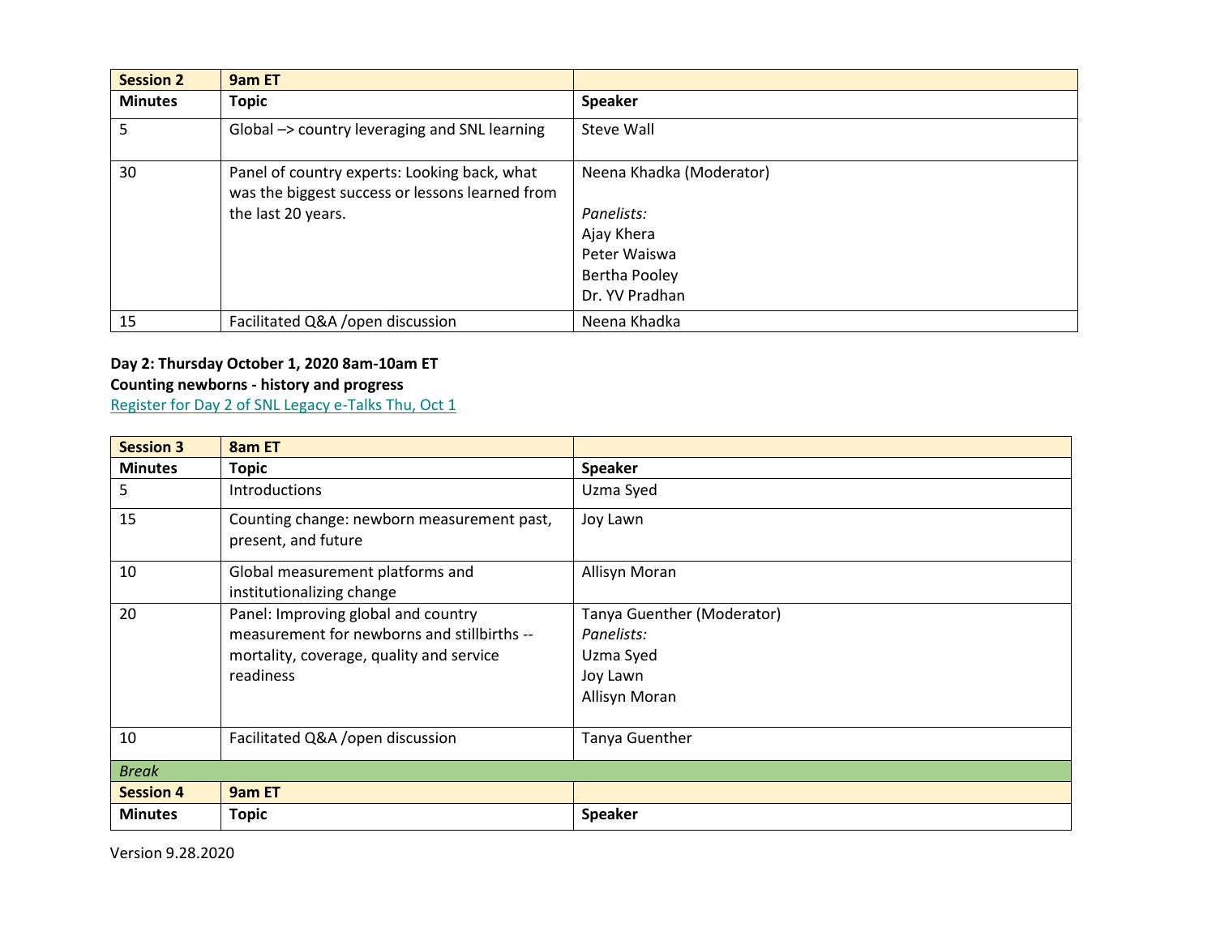| Session 2 | 9am ET | |
|---|---|---|
| **Minutes** | **Topic** | **Speaker** |
| 5 | Global –> country leveraging and SNL learning | Steve Wall |
| 30 | Panel of country experts: Looking back, what was the biggest success or lessons learned from the last 20 years. | Neena Khadka (Moderator)<br><br>*Panelists:*<br>Ajay Khera<br>Peter Waiswa<br>Bertha Pooley<br>Dr. YV Pradhan |
| 15 | Facilitated Q&A /open discussion | Neena Khadka |

**Day 2: Thursday October 1, 2020 8am-10am ET**
**Counting newborns - history and progress**
[Register for Day 2 of SNL Legacy e-Talks Thu, Oct 1]

| Session 3 | 8am ET | |
|---|---|---|
| **Minutes** | **Topic** | **Speaker** |
| 5 | Introductions | Uzma Syed |
| 15 | Counting change: newborn measurement past, present, and future | Joy Lawn |
| 10 | Global measurement platforms and institutionalizing change | Allisyn Moran |
| 20 | Panel: Improving global and country measurement for newborns and stillbirths -- mortality, coverage, quality and service readiness | Tanya Guenther (Moderator)<br>*Panelists:*<br>Uzma Syed<br>Joy Lawn<br>Allisyn Moran |
| 10 | Facilitated Q&A /open discussion | Tanya Guenther |
| *Break* | | |
| **Session 4** | **9am ET** | |
| **Minutes** | **Topic** | **Speaker** |

Version 9.28.2020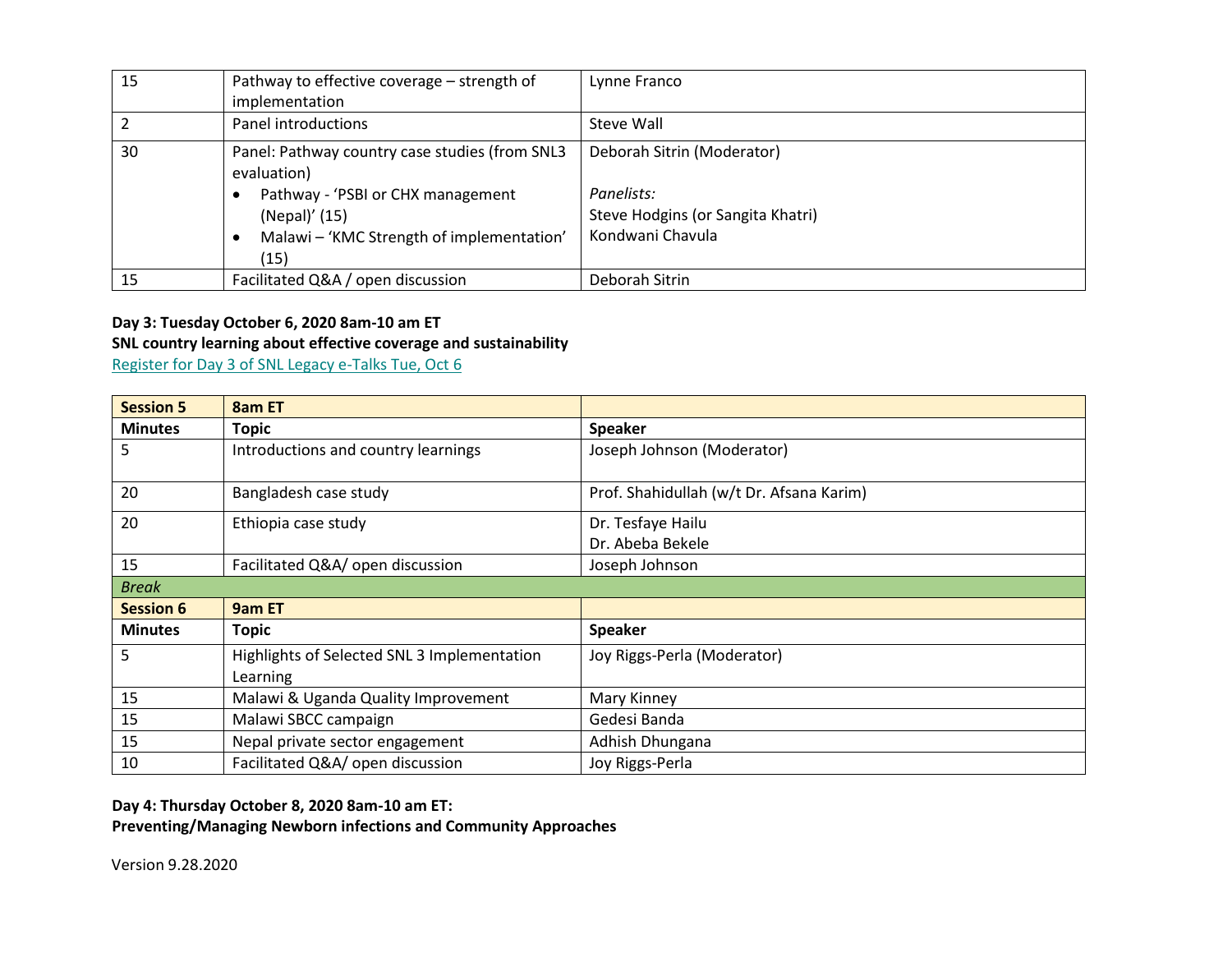| 15 | Pathway to effective coverage – strength of implementation | Lynne Franco |
|---|---|---|
| 2 | Panel introductions | Steve Wall |
| 30 | Panel: Pathway country case studies (from SNL3 evaluation)<br>• Pathway - 'PSBI or CHX management (Nepal)' (15)<br>• Malawi – 'KMC Strength of implementation' (15) | Deborah Sitrin (Moderator)<br><br>*Panelists:*<br>Steve Hodgins (or Sangita Khatri)<br>Kondwani Chavula |
| 15 | Facilitated Q&A / open discussion | Deborah Sitrin |

**Day 3: Tuesday October 6, 2020 8am-10 am ET**
**SNL country learning about effective coverage and sustainability**
Register for Day 3 of SNL Legacy e-Talks Tue, Oct 6

| **Session 5** | **8am ET** | |
|---|---|---|
| **Minutes** | **Topic** | **Speaker** |
| 5 | Introductions and country learnings | Joseph Johnson (Moderator) |
| 20 | Bangladesh case study | Prof. Shahidullah (w/t Dr. Afsana Karim) |
| 20 | Ethiopia case study | Dr. Tesfaye Hailu<br>Dr. Abeba Bekele |
| 15 | Facilitated Q&A/ open discussion | Joseph Johnson |
| *Break* | | |
| **Session 6** | **9am ET** | |
| **Minutes** | **Topic** | **Speaker** |
| 5 | Highlights of Selected SNL 3 Implementation Learning | Joy Riggs-Perla (Moderator) |
| 15 | Malawi & Uganda Quality Improvement | Mary Kinney |
| 15 | Malawi SBCC campaign | Gedesi Banda |
| 15 | Nepal private sector engagement | Adhish Dhungana |
| 10 | Facilitated Q&A/ open discussion | Joy Riggs-Perla |

**Day 4: Thursday October 8, 2020 8am-10 am ET:**
**Preventing/Managing Newborn infections and Community Approaches**

Version 9.28.2020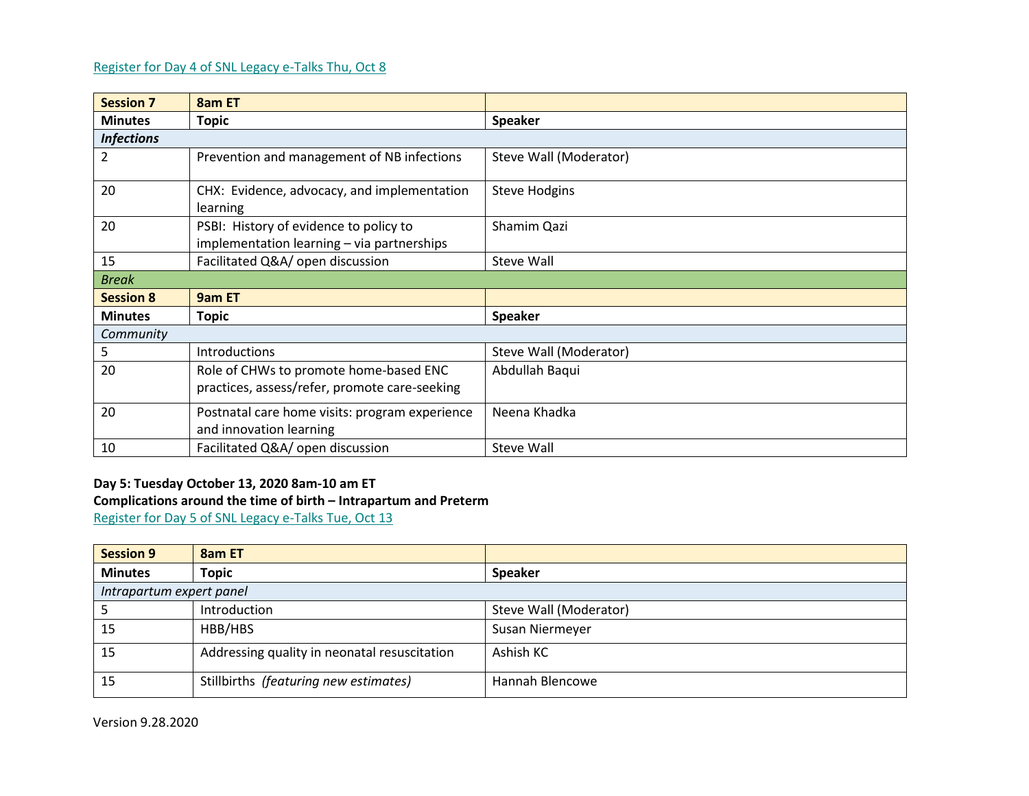Register for Day 4 of SNL Legacy e-Talks Thu, Oct 8

| **Session 7** | **8am ET** | |
|---|---|---|
| **Minutes** | **Topic** | **Speaker** |
| ***Infections*** | | |
| 2 | Prevention and management of NB infections | Steve Wall (Moderator) |
| 20 | CHX: Evidence, advocacy, and implementation learning | Steve Hodgins |
| 20 | PSBI: History of evidence to policy to implementation learning – via partnerships | Shamim Qazi |
| 15 | Facilitated Q&A/ open discussion | Steve Wall |
| *Break* | | |
| **Session 8** | **9am ET** | |
| **Minutes** | **Topic** | **Speaker** |
| *Community* | | |
| 5 | Introductions | Steve Wall (Moderator) |
| 20 | Role of CHWs to promote home-based ENC practices, assess/refer, promote care-seeking | Abdullah Baqui |
| 20 | Postnatal care home visits: program experience and innovation learning | Neena Khadka |
| 10 | Facilitated Q&A/ open discussion | Steve Wall |

**Day 5: Tuesday October 13, 2020 8am-10 am ET**
**Complications around the time of birth – Intrapartum and Preterm**
Register for Day 5 of SNL Legacy e-Talks Tue, Oct 13

| **Session 9** | **8am ET** | |
|---|---|---|
| **Minutes** | **Topic** | **Speaker** |
| *Intrapartum expert panel* | | |
| 5 | Introduction | Steve Wall (Moderator) |
| 15 | HBB/HBS | Susan Niermeyer |
| 15 | Addressing quality in neonatal resuscitation | Ashish KC |
| 15 | Stillbirths *(featuring new estimates)* | Hannah Blencowe |

Version 9.28.2020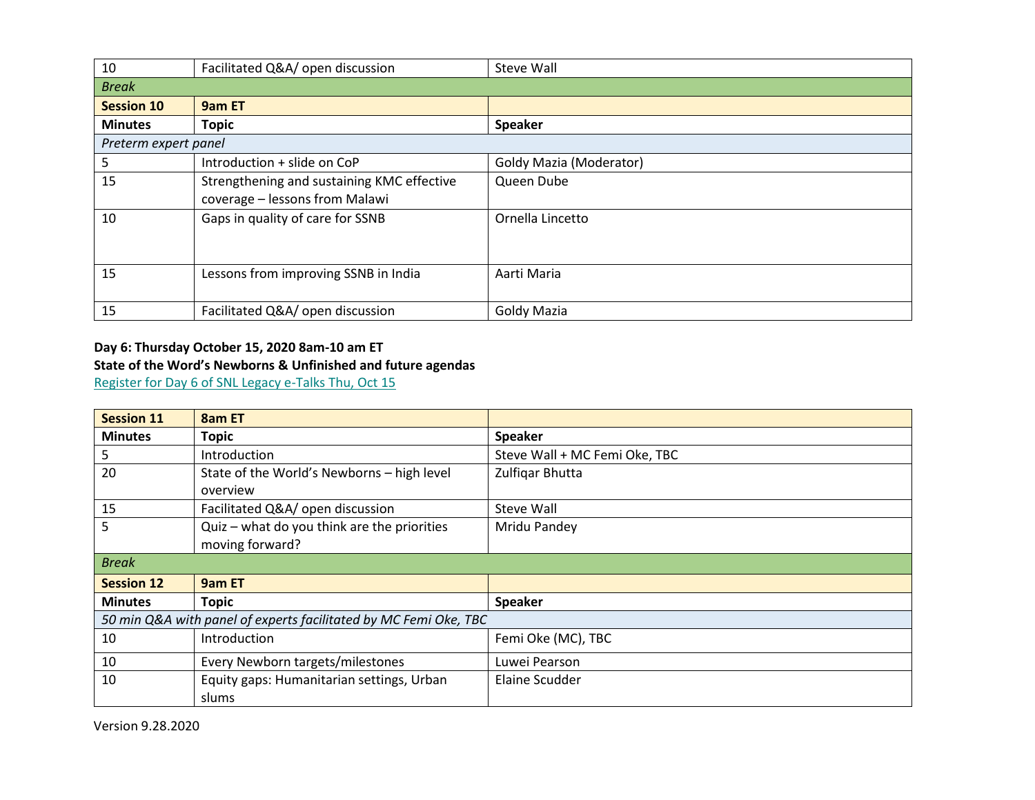| Minutes | Topic | Speaker |
|---|---|---|
| 10 | Facilitated Q&A/ open discussion | Steve Wall |
| *Break* | | |
| **Session 10** | **9am ET** | |
| **Minutes** | **Topic** | **Speaker** |
| *Preterm expert panel* | | |
| 5 | Introduction + slide on CoP | Goldy Mazia (Moderator) |
| 15 | Strengthening and sustaining KMC effective coverage – lessons from Malawi | Queen Dube |
| 10 | Gaps in quality of care for SSNB | Ornella Lincetto |
| 15 | Lessons from improving SSNB in India | Aarti Maria |
| 15 | Facilitated Q&A/ open discussion | Goldy Mazia |

**Day 6: Thursday October 15, 2020 8am-10 am ET**
**State of the Word's Newborns & Unfinished and future agendas**
[Register for Day 6 of SNL Legacy e-Talks Thu, Oct 15]

| **Session 11** | **8am ET** | |
|---|---|---|
| **Minutes** | **Topic** | **Speaker** |
| 5 | Introduction | Steve Wall + MC Femi Oke, TBC |
| 20 | State of the World's Newborns – high level overview | Zulfiqar Bhutta |
| 15 | Facilitated Q&A/ open discussion | Steve Wall |
| 5 | Quiz – what do you think are the priorities moving forward? | Mridu Pandey |
| *Break* | | |
| **Session 12** | **9am ET** | |
| **Minutes** | **Topic** | **Speaker** |
| *50 min Q&A with panel of experts facilitated by MC Femi Oke, TBC* | | |
| 10 | Introduction | Femi Oke (MC), TBC |
| 10 | Every Newborn targets/milestones | Luwei Pearson |
| 10 | Equity gaps: Humanitarian settings, Urban slums | Elaine Scudder |

Version 9.28.2020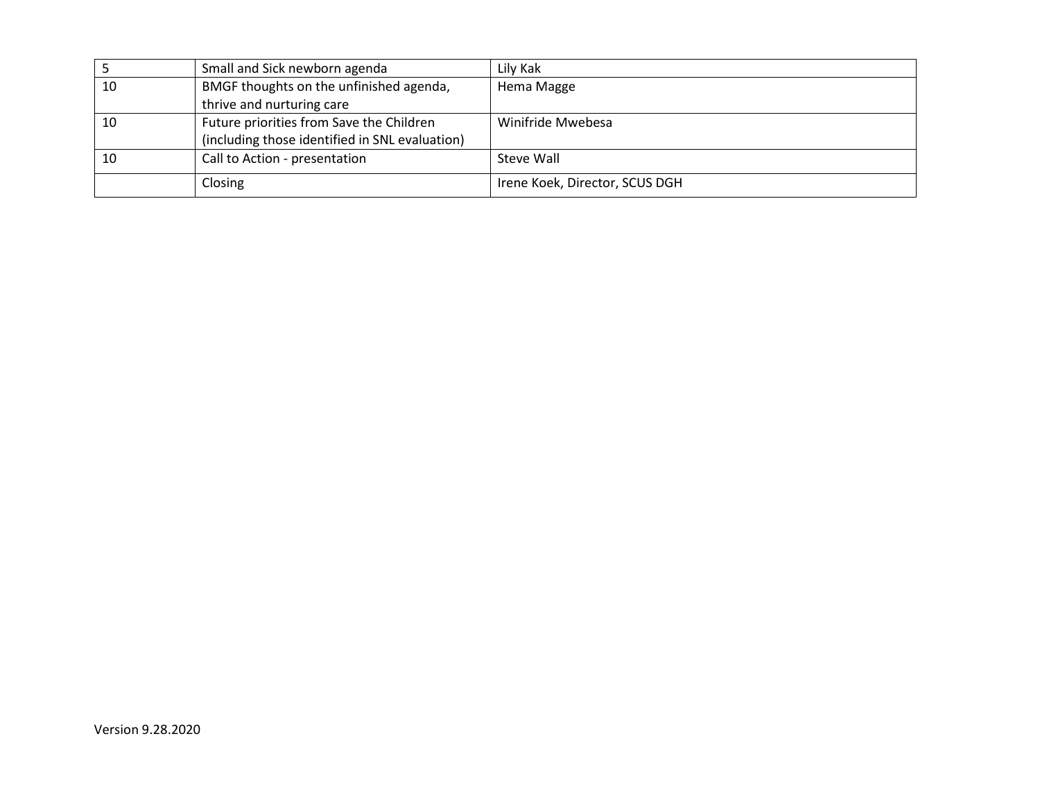| | | |
|---|---|---|
| 5 | Small and Sick newborn agenda | Lily Kak |
| 10 | BMGF thoughts on the unfinished agenda, thrive and nurturing care | Hema Magge |
| 10 | Future priorities from Save the Children (including those identified in SNL evaluation) | Winifride Mwebesa |
| 10 | Call to Action - presentation | Steve Wall |
| | Closing | Irene Koek, Director, SCUS DGH |

Version 9.28.2020